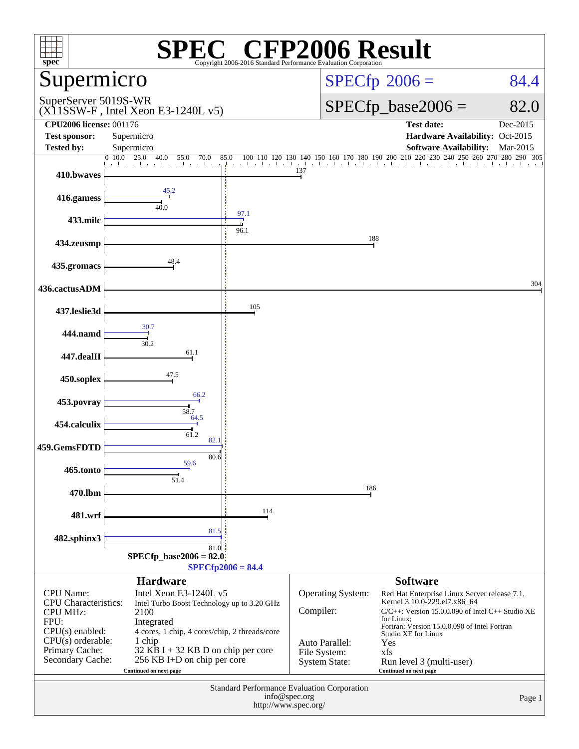# SPEC® CFP2006 Result

Copyright 2006-2016 Standard Performance Evaluation Corporation

## Supermicro

SuperServer 5019S-WR
(X11SSW-F , Intel Xeon E3-1240L v5)

SPECfp 2006 = 84.4

SPECfp_base2006 = 82.0

| | | | |
|---|---|---|---|
| **CPU2006 license:** 001176 | | **Test date:** | Dec-2015 |
| **Test sponsor:** | Supermicro | **Hardware Availability:** | Oct-2015 |
| **Tested by:** | Supermicro | **Software Availability:** | Mar-2015 |

| Benchmark | Peak | Base |
|---|---|---|
| 410.bwaves | | 137 |
| 416.gamess | 45.2 | 40.0 |
| 433.milc | 97.1 | 96.1 |
| 434.zeusmp | | 188 |
| 435.gromacs | | 48.4 |
| 436.cactusADM | | 304 |
| 437.leslie3d | | 105 |
| 444.namd | 30.7 | 30.2 |
| 447.dealII | | 61.1 |
| 450.soplex | | 47.5 |
| 453.povray | 66.2 | 58.7 |
| 454.calculix | 64.5 | 61.2 |
| 459.GemsFDTD | 82.1 | 80.6 |
| 465.tonto | 59.6 | 51.4 |
| 470.lbm | | 186 |
| 481.wrf | | 114 |
| 482.sphinx3 | 81.5 | 81.0 |

SPECfp_base2006 = 82.0

SPECfp2006 = 84.4

### Hardware

| | |
|---|---|
| CPU Name: | Intel Xeon E3-1240L v5 |
| CPU Characteristics: | Intel Turbo Boost Technology up to 3.20 GHz |
| CPU MHz: | 2100 |
| FPU: | Integrated |
| CPU(s) enabled: | 4 cores, 1 chip, 4 cores/chip, 2 threads/core |
| CPU(s) orderable: | 1 chip |
| Primary Cache: | 32 KB I + 32 KB D on chip per core |
| Secondary Cache: | 256 KB I+D on chip per core |

Continued on next page

### Software

| | |
|---|---|
| Operating System: | Red Hat Enterprise Linux Server release 7.1, Kernel 3.10.0-229.el7.x86_64 |
| Compiler: | C/C++: Version 15.0.0.090 of Intel C++ Studio XE for Linux; Fortran: Version 15.0.0.090 of Intel Fortran Studio XE for Linux |
| Auto Parallel: | Yes |
| File System: | xfs |
| System State: | Run level 3 (multi-user) |

Continued on next page

Standard Performance Evaluation Corporation
info@spec.org
http://www.spec.org/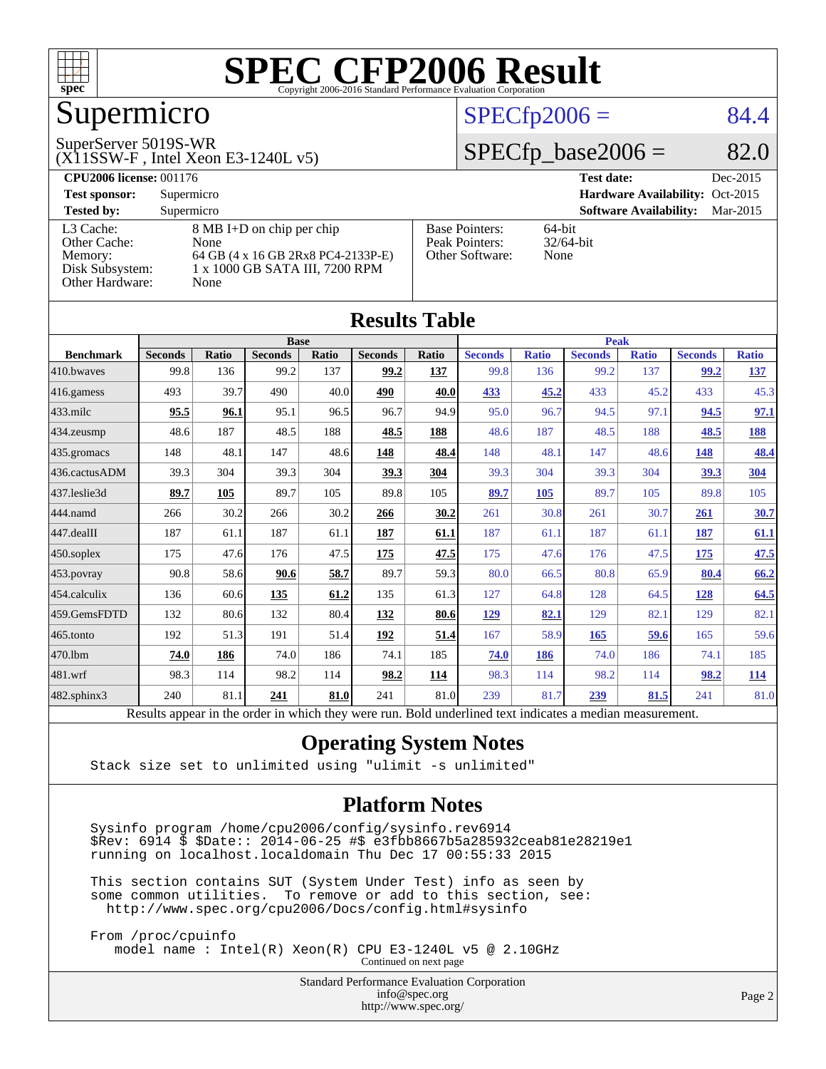# SPEC CFP2006 Result

Copyright 2006-2016 Standard Performance Evaluation Corporation

## Supermicro

SuperServer 5019S-WR
(X11SSW-F , Intel Xeon E3-1240L v5)

SPECfp2006 = 84.4

SPECfp_base2006 = 82.0

| | | | |
|---|---|---|---|
| **CPU2006 license:** | 001176 | **Test date:** | Dec-2015 |
| **Test sponsor:** | Supermicro | **Hardware Availability:** | Oct-2015 |
| **Tested by:** | Supermicro | **Software Availability:** | Mar-2015 |

| | |
|---|---|
| L3 Cache: | 8 MB I+D on chip per chip |
| Other Cache: | None |
| Memory: | 64 GB (4 x 16 GB 2Rx8 PC4-2133P-E) |
| Disk Subsystem: | 1 x 1000 GB SATA III, 7200 RPM |
| Other Hardware: | None |

| | |
|---|---|
| Base Pointers: | 64-bit |
| Peak Pointers: | 32/64-bit |
| Other Software: | None |

## Results Table

| | Base | | | | | | Peak | | | | | |
|---|---|---|---|---|---|---|---|---|---|---|---|---|
| **Benchmark** | **Seconds** | **Ratio** | **Seconds** | **Ratio** | **Seconds** | **Ratio** | **Seconds** | **Ratio** | **Seconds** | **Ratio** | **Seconds** | **Ratio** |
| 410.bwaves | 99.8 | 136 | 99.2 | 137 | **99.2** | **137** | 99.8 | 136 | 99.2 | 137 | **99.2** | **137** |
| 416.gamess | 493 | 39.7 | 490 | 40.0 | **490** | **40.0** | **433** | **45.2** | 433 | 45.2 | 433 | 45.3 |
| 433.milc | **95.5** | **96.1** | 95.1 | 96.5 | 96.7 | 94.9 | 95.0 | 96.7 | 94.5 | 97.1 | **94.5** | **97.1** |
| 434.zeusmp | 48.6 | 187 | 48.5 | 188 | **48.5** | **188** | 48.6 | 187 | 48.5 | 188 | **48.5** | **188** |
| 435.gromacs | 148 | 48.1 | 147 | 48.6 | **148** | **48.4** | 148 | 48.1 | 147 | 48.6 | **148** | **48.4** |
| 436.cactusADM | 39.3 | 304 | 39.3 | 304 | **39.3** | **304** | 39.3 | 304 | 39.3 | 304 | **39.3** | **304** |
| 437.leslie3d | **89.7** | **105** | 89.7 | 105 | 89.8 | 105 | **89.7** | **105** | 89.7 | 105 | 89.8 | 105 |
| 444.namd | 266 | 30.2 | 266 | 30.2 | **266** | **30.2** | 261 | 30.8 | 261 | 30.7 | **261** | **30.7** |
| 447.dealII | 187 | 61.1 | 187 | 61.1 | **187** | **61.1** | 187 | 61.1 | 187 | 61.1 | **187** | **61.1** |
| 450.soplex | 175 | 47.6 | 176 | 47.5 | **175** | **47.5** | 175 | 47.6 | 176 | 47.5 | **175** | **47.5** |
| 453.povray | 90.8 | 58.6 | **90.6** | **58.7** | 89.7 | 59.3 | 80.0 | 66.5 | 80.8 | 65.9 | **80.4** | **66.2** |
| 454.calculix | 136 | 60.6 | **135** | **61.2** | 135 | 61.3 | 127 | 64.8 | 128 | 64.5 | **128** | **64.5** |
| 459.GemsFDTD | 132 | 80.6 | 132 | 80.4 | **132** | **80.6** | **129** | **82.1** | 129 | 82.1 | 129 | 82.1 |
| 465.tonto | 192 | 51.3 | 191 | 51.4 | **192** | **51.4** | 167 | 58.9 | **165** | **59.6** | 165 | 59.6 |
| 470.lbm | **74.0** | **186** | 74.0 | 186 | 74.1 | 185 | **74.0** | **186** | 74.0 | 186 | 74.1 | 185 |
| 481.wrf | 98.3 | 114 | 98.2 | 114 | **98.2** | **114** | 98.3 | 114 | 98.2 | 114 | **98.2** | **114** |
| 482.sphinx3 | 240 | 81.1 | **241** | **81.0** | 241 | 81.0 | 239 | 81.7 | **239** | **81.5** | 241 | 81.0 |

Results appear in the order in which they were run. Bold underlined text indicates a median measurement.

## Operating System Notes

```
Stack size set to unlimited using "ulimit -s unlimited"
```

## Platform Notes

```
Sysinfo program /home/cpu2006/config/sysinfo.rev6914
$Rev: 6914 $ $Date:: 2014-06-25 #$ e3fbb8667b5a285932ceab81e28219e1
running on localhost.localdomain Thu Dec 17 00:55:33 2015

This section contains SUT (System Under Test) info as seen by
some common utilities.  To remove or add to this section, see:
  http://www.spec.org/cpu2006/Docs/config.html#sysinfo

From /proc/cpuinfo
   model name : Intel(R) Xeon(R) CPU E3-1240L v5 @ 2.10GHz
```

Continued on next page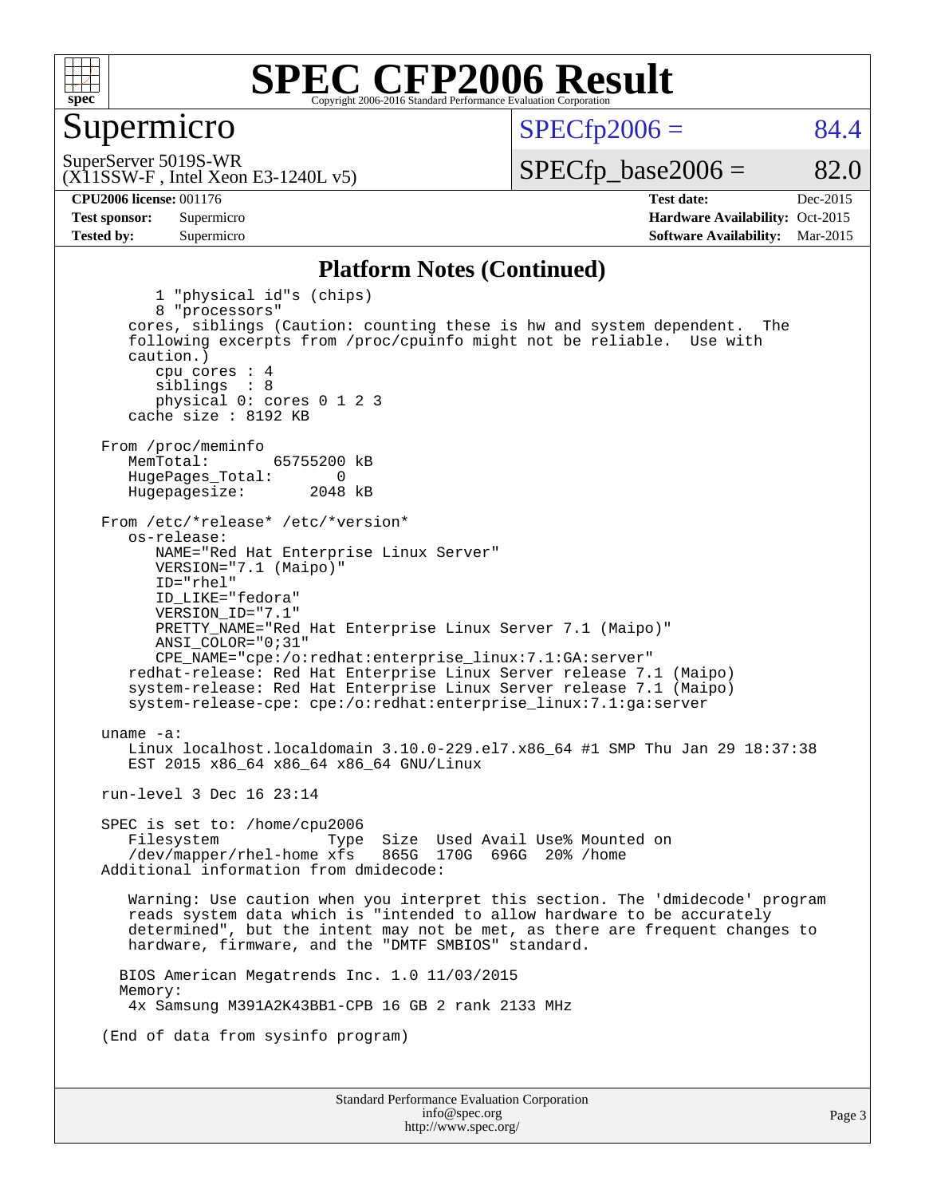# SPEC CFP2006 Result

## Supermicro

SuperServer 5019S-WR
(X11SSW-F , Intel Xeon E3-1240L v5)

$\text{SPECfp2006} =$ 84.4

$\text{SPECfp\_base2006} =$ 82.0

| | | | |
|---|---|---|---|
| **CPU2006 license:** 001176 | | **Test date:** | Dec-2015 |
| **Test sponsor:** | Supermicro | **Hardware Availability:** | Oct-2015 |
| **Tested by:** | Supermicro | **Software Availability:** | Mar-2015 |

### Platform Notes (Continued)

```
        1 "physical id"s (chips)
        8 "processors"
    cores, siblings (Caution: counting these is hw and system dependent.  The
    following excerpts from /proc/cpuinfo might not be reliable.  Use with
    caution.)
        cpu cores : 4
        siblings  : 8
        physical 0: cores 0 1 2 3
    cache size : 8192 KB

 From /proc/meminfo
    MemTotal:       65755200 kB
    HugePages_Total:       0
    Hugepagesize:       2048 kB

 From /etc/*release* /etc/*version*
    os-release:
        NAME="Red Hat Enterprise Linux Server"
        VERSION="7.1 (Maipo)"
        ID="rhel"
        ID_LIKE="fedora"
        VERSION_ID="7.1"
        PRETTY_NAME="Red Hat Enterprise Linux Server 7.1 (Maipo)"
        ANSI_COLOR="0;31"
        CPE_NAME="cpe:/o:redhat:enterprise_linux:7.1:GA:server"
    redhat-release: Red Hat Enterprise Linux Server release 7.1 (Maipo)
    system-release: Red Hat Enterprise Linux Server release 7.1 (Maipo)
    system-release-cpe: cpe:/o:redhat:enterprise_linux:7.1:ga:server

 uname -a:
    Linux localhost.localdomain 3.10.0-229.el7.x86_64 #1 SMP Thu Jan 29 18:37:38
    EST 2015 x86_64 x86_64 x86_64 GNU/Linux

 run-level 3 Dec 16 23:14

 SPEC is set to: /home/cpu2006
    Filesystem            Type  Size  Used Avail Use% Mounted on
    /dev/mapper/rhel-home xfs   865G  170G  696G  20% /home
 Additional information from dmidecode:

    Warning: Use caution when you interpret this section. The 'dmidecode' program
    reads system data which is "intended to allow hardware to be accurately
    determined", but the intent may not be met, as there are frequent changes to
    hardware, firmware, and the "DMTF SMBIOS" standard.

   BIOS American Megatrends Inc. 1.0 11/03/2015
   Memory:
    4x Samsung M391A2K43BB1-CPB 16 GB 2 rank 2133 MHz

 (End of data from sysinfo program)
```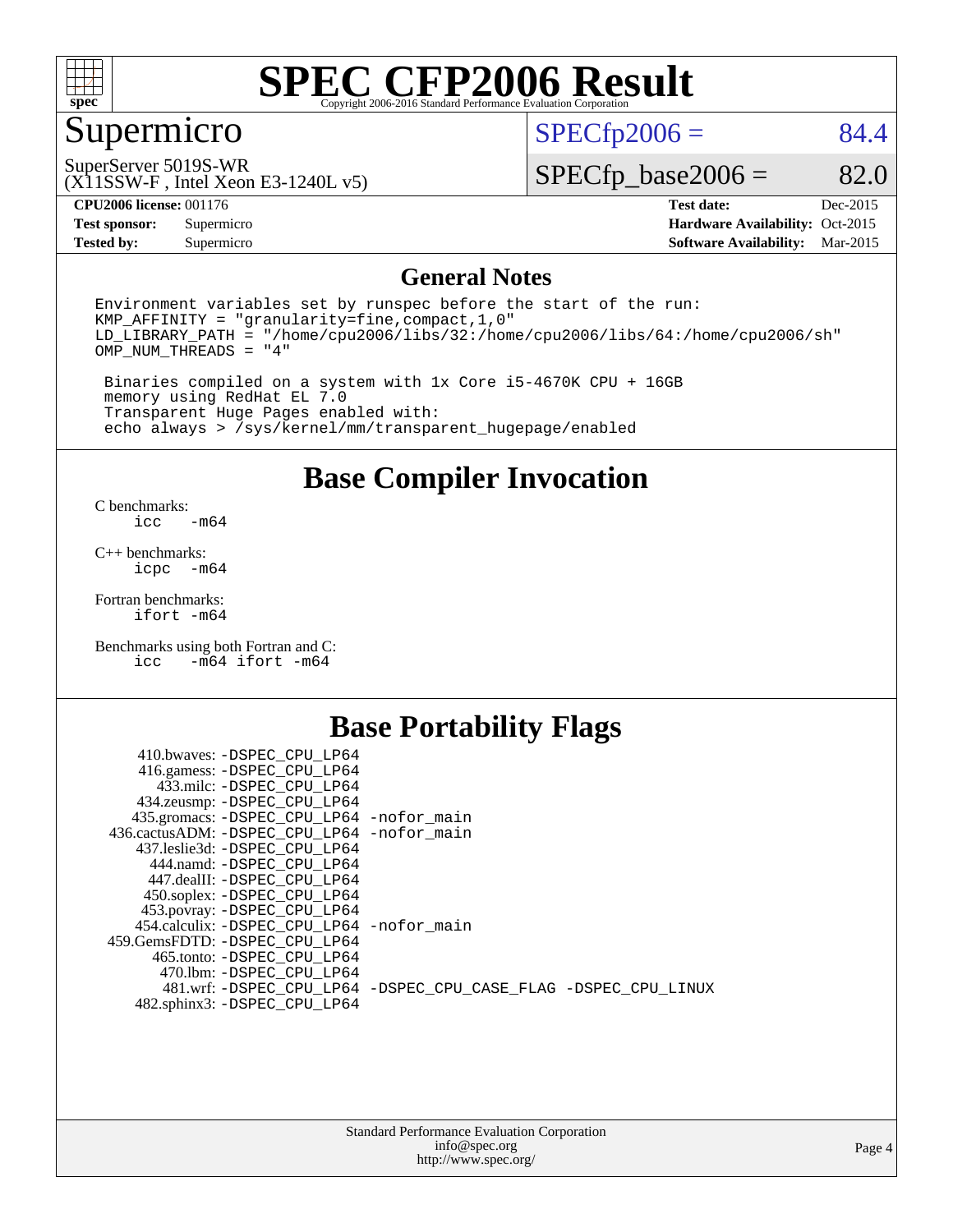# SPEC CFP2006 Result

Copyright 2006-2016 Standard Performance Evaluation Corporation

## Supermicro

SuperServer 5019S-WR
(X11SSW-F , Intel Xeon E3-1240L v5)

SPECfp2006 = 84.4

SPECfp_base2006 = 82.0

| | | | |
|---|---|---|---|
| **CPU2006 license:** | 001176 | **Test date:** | Dec-2015 |
| **Test sponsor:** | Supermicro | **Hardware Availability:** | Oct-2015 |
| **Tested by:** | Supermicro | **Software Availability:** | Mar-2015 |

## General Notes

```
Environment variables set by runspec before the start of the run:
KMP_AFFINITY = "granularity=fine,compact,1,0"
LD_LIBRARY_PATH = "/home/cpu2006/libs/32:/home/cpu2006/libs/64:/home/cpu2006/sh"
OMP_NUM_THREADS = "4"

 Binaries compiled on a system with 1x Core i5-4670K CPU + 16GB
 memory using RedHat EL 7.0
 Transparent Huge Pages enabled with:
 echo always > /sys/kernel/mm/transparent_hugepage/enabled
```

## Base Compiler Invocation

C benchmarks:
```
icc   -m64
```

C++ benchmarks:
```
icpc  -m64
```

Fortran benchmarks:
```
ifort -m64
```

Benchmarks using both Fortran and C:
```
icc   -m64 ifort -m64
```

## Base Portability Flags

| Benchmark | Flags |
|---|---|
| 410.bwaves: | -DSPEC_CPU_LP64 |
| 416.gamess: | -DSPEC_CPU_LP64 |
| 433.milc: | -DSPEC_CPU_LP64 |
| 434.zeusmp: | -DSPEC_CPU_LP64 |
| 435.gromacs: | -DSPEC_CPU_LP64 -nofor_main |
| 436.cactusADM: | -DSPEC_CPU_LP64 -nofor_main |
| 437.leslie3d: | -DSPEC_CPU_LP64 |
| 444.namd: | -DSPEC_CPU_LP64 |
| 447.dealII: | -DSPEC_CPU_LP64 |
| 450.soplex: | -DSPEC_CPU_LP64 |
| 453.povray: | -DSPEC_CPU_LP64 |
| 454.calculix: | -DSPEC_CPU_LP64 -nofor_main |
| 459.GemsFDTD: | -DSPEC_CPU_LP64 |
| 465.tonto: | -DSPEC_CPU_LP64 |
| 470.lbm: | -DSPEC_CPU_LP64 |
| 481.wrf: | -DSPEC_CPU_LP64 -DSPEC_CPU_CASE_FLAG -DSPEC_CPU_LINUX |
| 482.sphinx3: | -DSPEC_CPU_LP64 |

Standard Performance Evaluation Corporation
info@spec.org
http://www.spec.org/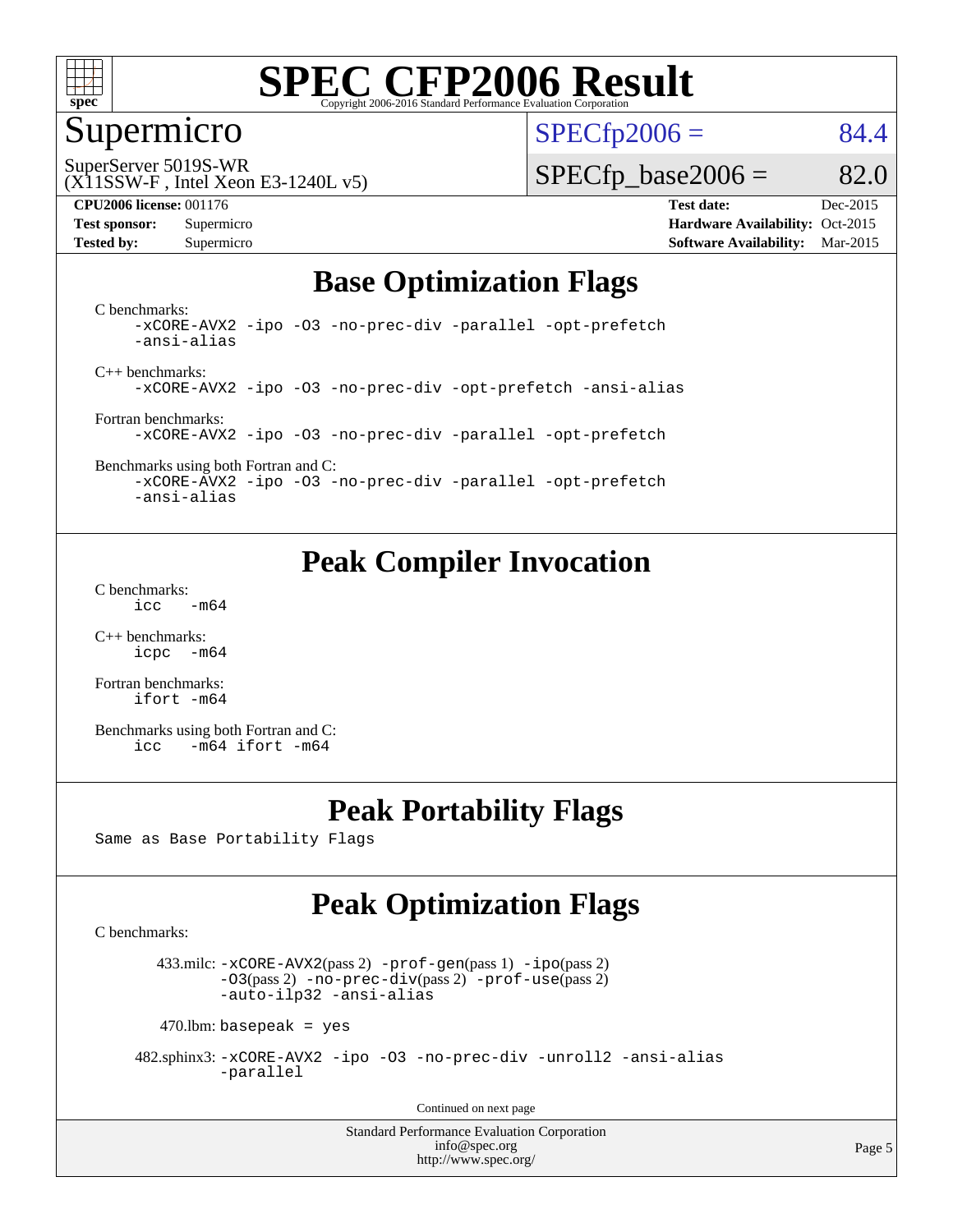# SPEC CFP2006 Result

Copyright 2006-2016 Standard Performance Evaluation Corporation

## Supermicro

SuperServer 5019S-WR
(X11SSW-F , Intel Xeon E3-1240L v5)

SPECfp2006 = 84.4

SPECfp_base2006 = 82.0

**CPU2006 license:** 001176
**Test sponsor:** Supermicro
**Tested by:** Supermicro

**Test date:** Dec-2015
**Hardware Availability:** Oct-2015
**Software Availability:** Mar-2015

## Base Optimization Flags

C benchmarks:
```
-xCORE-AVX2 -ipo -O3 -no-prec-div -parallel -opt-prefetch
-ansi-alias
```

C++ benchmarks:
```
-xCORE-AVX2 -ipo -O3 -no-prec-div -opt-prefetch -ansi-alias
```

Fortran benchmarks:
```
-xCORE-AVX2 -ipo -O3 -no-prec-div -parallel -opt-prefetch
```

Benchmarks using both Fortran and C:
```
-xCORE-AVX2 -ipo -O3 -no-prec-div -parallel -opt-prefetch
-ansi-alias
```

## Peak Compiler Invocation

C benchmarks:
```
icc   -m64
```

C++ benchmarks:
```
icpc  -m64
```

Fortran benchmarks:
```
ifort -m64
```

Benchmarks using both Fortran and C:
```
icc   -m64 ifort -m64
```

## Peak Portability Flags

Same as Base Portability Flags

## Peak Optimization Flags

C benchmarks:

433.milc: -xCORE-AVX2(pass 2) -prof-gen(pass 1) -ipo(pass 2) -O3(pass 2) -no-prec-div(pass 2) -prof-use(pass 2) -auto-ilp32 -ansi-alias

470.lbm: basepeak = yes

482.sphinx3: -xCORE-AVX2 -ipo -O3 -no-prec-div -unroll2 -ansi-alias -parallel

Continued on next page

Standard Performance Evaluation Corporation
info@spec.org
http://www.spec.org/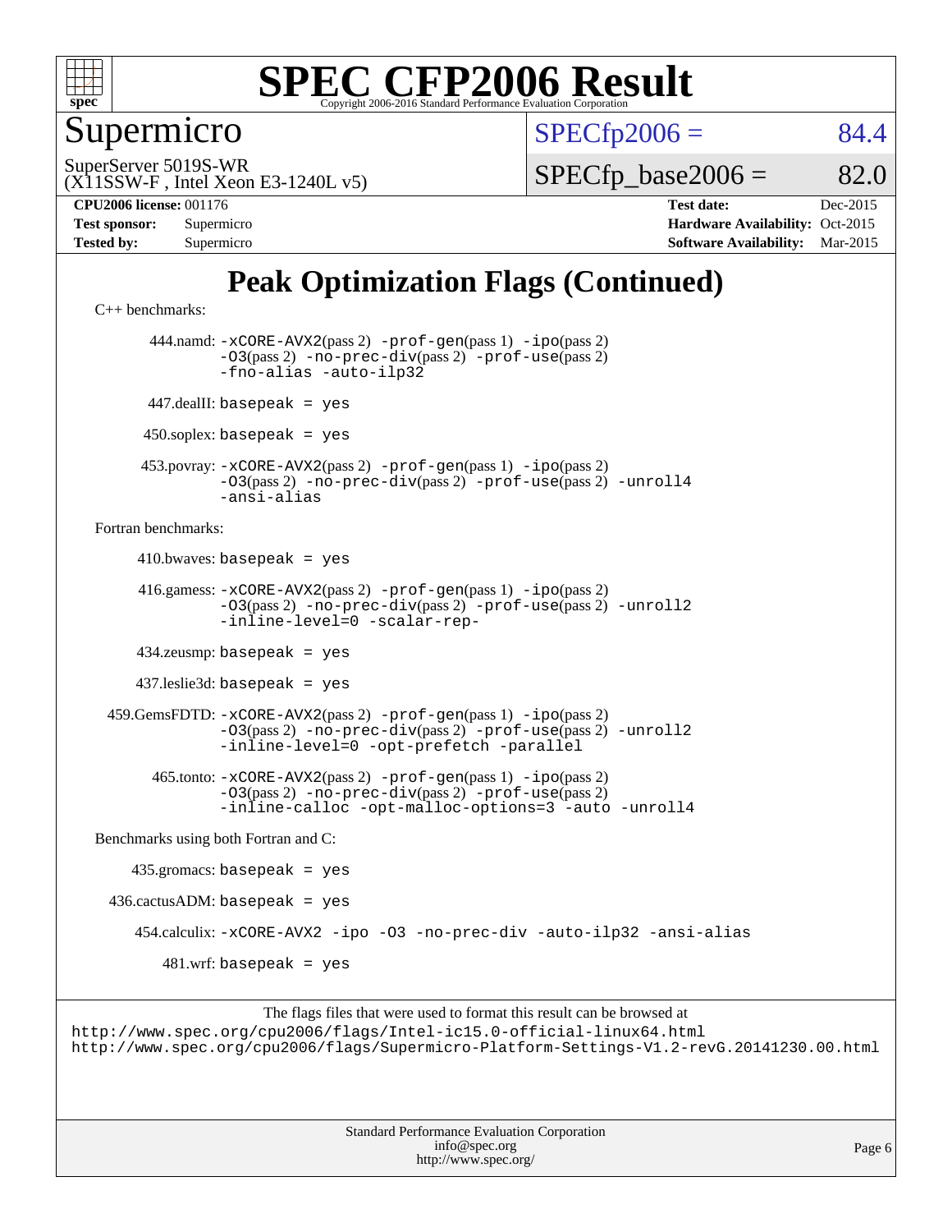# Peak Optimization Flags (Continued)

C++ benchmarks:

444.namd: `-xCORE-AVX2`(pass 2) `-prof-gen`(pass 1) `-ipo`(pass 2) `-O3`(pass 2) `-no-prec-div`(pass 2) `-prof-use`(pass 2) `-fno-alias` `-auto-ilp32`

447.dealII: `basepeak = yes`

450.soplex: `basepeak = yes`

453.povray: `-xCORE-AVX2`(pass 2) `-prof-gen`(pass 1) `-ipo`(pass 2) `-O3`(pass 2) `-no-prec-div`(pass 2) `-prof-use`(pass 2) `-unroll4` `-ansi-alias`

Fortran benchmarks:

410.bwaves: `basepeak = yes`

416.gamess: `-xCORE-AVX2`(pass 2) `-prof-gen`(pass 1) `-ipo`(pass 2) `-O3`(pass 2) `-no-prec-div`(pass 2) `-prof-use`(pass 2) `-unroll2` `-inline-level=0` `-scalar-rep-`

434.zeusmp: `basepeak = yes`

437.leslie3d: `basepeak = yes`

459.GemsFDTD: `-xCORE-AVX2`(pass 2) `-prof-gen`(pass 1) `-ipo`(pass 2) `-O3`(pass 2) `-no-prec-div`(pass 2) `-prof-use`(pass 2) `-unroll2` `-inline-level=0` `-opt-prefetch` `-parallel`

465.tonto: `-xCORE-AVX2`(pass 2) `-prof-gen`(pass 1) `-ipo`(pass 2) `-O3`(pass 2) `-no-prec-div`(pass 2) `-prof-use`(pass 2) `-inline-calloc` `-opt-malloc-options=3` `-auto` `-unroll4`

Benchmarks using both Fortran and C:

435.gromacs: `basepeak = yes`

436.cactusADM: `basepeak = yes`

454.calculix: `-xCORE-AVX2` `-ipo` `-O3` `-no-prec-div` `-auto-ilp32` `-ansi-alias`

481.wrf: `basepeak = yes`

The flags files that were used to format this result can be browsed at
http://www.spec.org/cpu2006/flags/Intel-ic15.0-official-linux64.html
http://www.spec.org/cpu2006/flags/Supermicro-Platform-Settings-V1.2-revG.20141230.00.html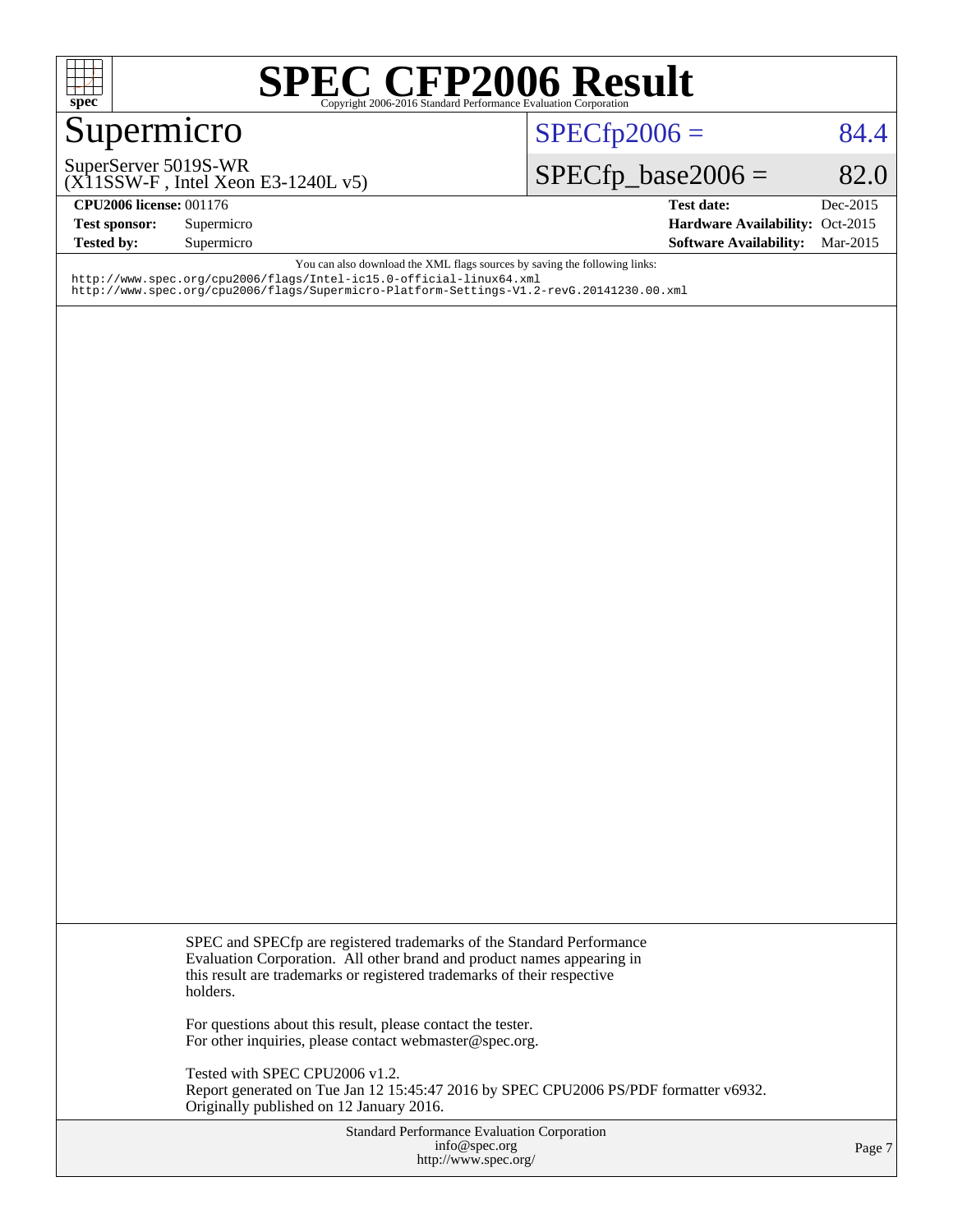# SPEC CFP2006 Result

Copyright 2006-2016 Standard Performance Evaluation Corporation

## Supermicro

SuperServer 5019S-WR
(X11SSW-F , Intel Xeon E3-1240L v5)

SPECfp2006 = 84.4

SPECfp_base2006 = 82.0

| | | | |
|---|---|---|---|
| **CPU2006 license:** 001176 | | **Test date:** | Dec-2015 |
| **Test sponsor:** | Supermicro | **Hardware Availability:** | Oct-2015 |
| **Tested by:** | Supermicro | **Software Availability:** | Mar-2015 |

You can also download the XML flags sources by saving the following links:

```
http://www.spec.org/cpu2006/flags/Intel-ic15.0-official-linux64.xml
http://www.spec.org/cpu2006/flags/Supermicro-Platform-Settings-V1.2-revG.20141230.00.xml
```

SPEC and SPECfp are registered trademarks of the Standard Performance Evaluation Corporation. All other brand and product names appearing in this result are trademarks or registered trademarks of their respective holders.

For questions about this result, please contact the tester.
For other inquiries, please contact webmaster@spec.org.

Tested with SPEC CPU2006 v1.2.
Report generated on Tue Jan 12 15:45:47 2016 by SPEC CPU2006 PS/PDF formatter v6932.
Originally published on 12 January 2016.

Standard Performance Evaluation Corporation
info@spec.org
http://www.spec.org/